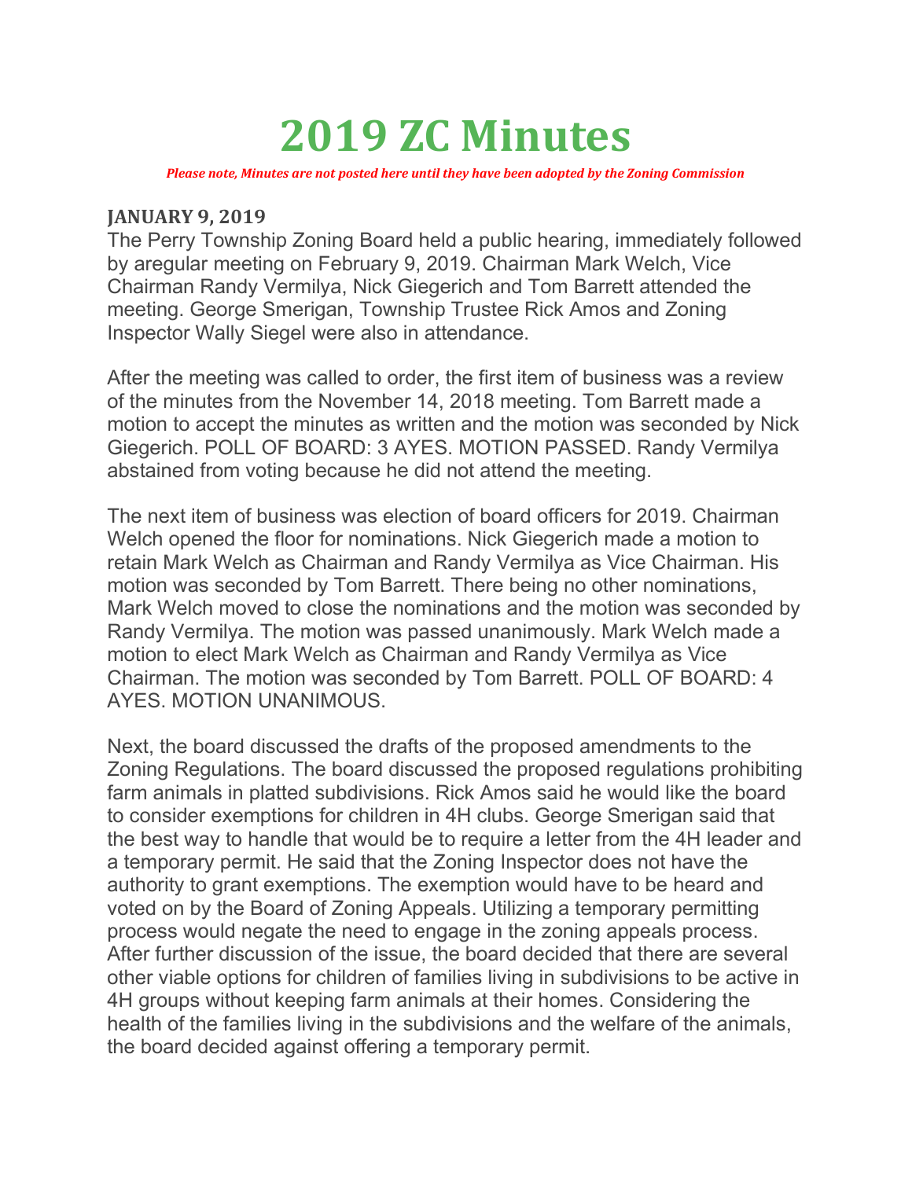# 2019 ZC Minutes

***Please note, Minutes are not posted here until they have been adopted by the Zoning Commission***

### JANUARY 9, 2019

The Perry Township Zoning Board held a public hearing, immediately followed by aregular meeting on February 9, 2019. Chairman Mark Welch, Vice Chairman Randy Vermilya, Nick Giegerich and Tom Barrett attended the meeting. George Smerigan, Township Trustee Rick Amos and Zoning Inspector Wally Siegel were also in attendance.

After the meeting was called to order, the first item of business was a review of the minutes from the November 14, 2018 meeting. Tom Barrett made a motion to accept the minutes as written and the motion was seconded by Nick Giegerich. POLL OF BOARD: 3 AYES. MOTION PASSED. Randy Vermilya abstained from voting because he did not attend the meeting.

The next item of business was election of board officers for 2019. Chairman Welch opened the floor for nominations. Nick Giegerich made a motion to retain Mark Welch as Chairman and Randy Vermilya as Vice Chairman. His motion was seconded by Tom Barrett. There being no other nominations, Mark Welch moved to close the nominations and the motion was seconded by Randy Vermilya. The motion was passed unanimously. Mark Welch made a motion to elect Mark Welch as Chairman and Randy Vermilya as Vice Chairman. The motion was seconded by Tom Barrett. POLL OF BOARD: 4 AYES. MOTION UNANIMOUS.

Next, the board discussed the drafts of the proposed amendments to the Zoning Regulations. The board discussed the proposed regulations prohibiting farm animals in platted subdivisions. Rick Amos said he would like the board to consider exemptions for children in 4H clubs. George Smerigan said that the best way to handle that would be to require a letter from the 4H leader and a temporary permit. He said that the Zoning Inspector does not have the authority to grant exemptions. The exemption would have to be heard and voted on by the Board of Zoning Appeals. Utilizing a temporary permitting process would negate the need to engage in the zoning appeals process. After further discussion of the issue, the board decided that there are several other viable options for children of families living in subdivisions to be active in 4H groups without keeping farm animals at their homes. Considering the health of the families living in the subdivisions and the welfare of the animals, the board decided against offering a temporary permit.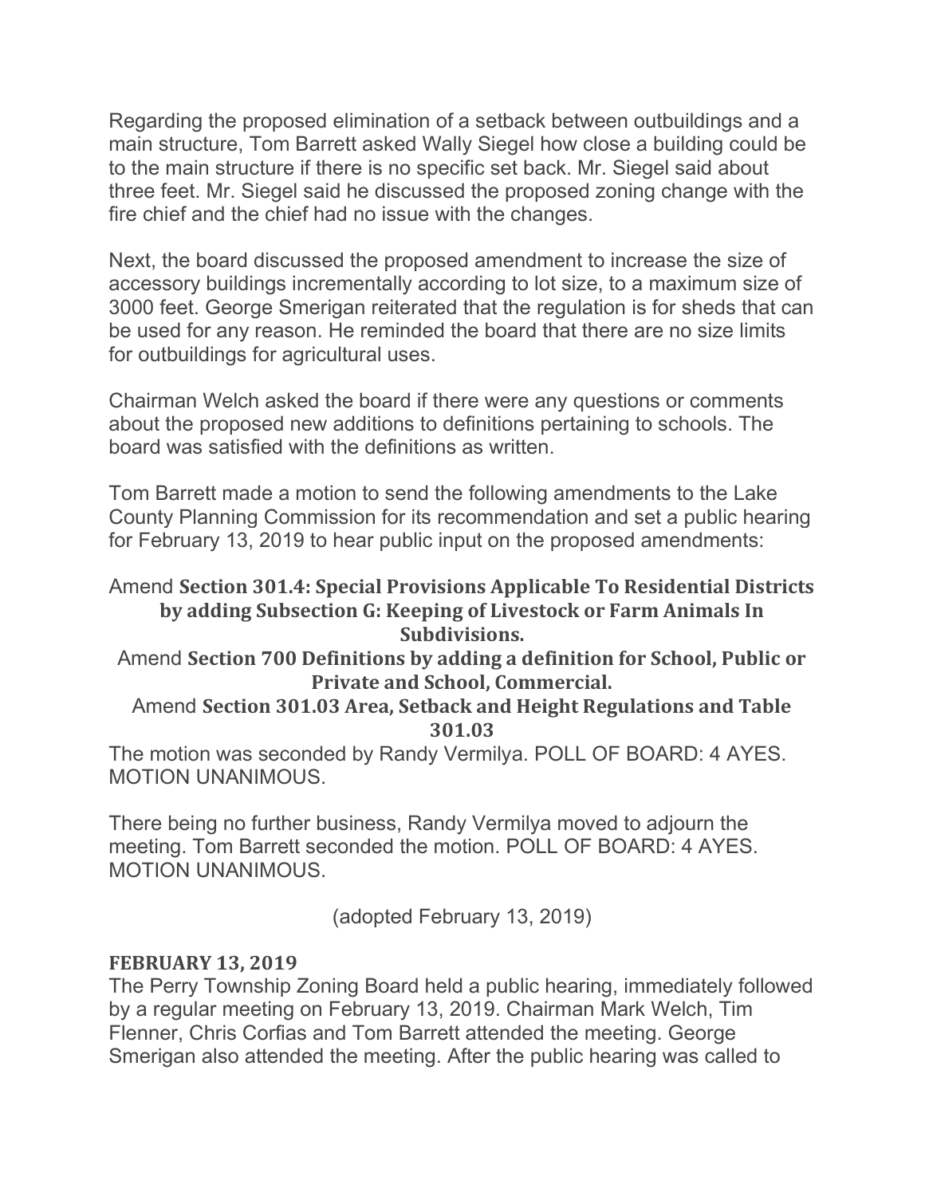Regarding the proposed elimination of a setback between outbuildings and a main structure, Tom Barrett asked Wally Siegel how close a building could be to the main structure if there is no specific set back. Mr. Siegel said about three feet. Mr. Siegel said he discussed the proposed zoning change with the fire chief and the chief had no issue with the changes.

Next, the board discussed the proposed amendment to increase the size of accessory buildings incrementally according to lot size, to a maximum size of 3000 feet. George Smerigan reiterated that the regulation is for sheds that can be used for any reason. He reminded the board that there are no size limits for outbuildings for agricultural uses.

Chairman Welch asked the board if there were any questions or comments about the proposed new additions to definitions pertaining to schools. The board was satisfied with the definitions as written.

Tom Barrett made a motion to send the following amendments to the Lake County Planning Commission for its recommendation and set a public hearing for February 13, 2019 to hear public input on the proposed amendments:

Amend **Section 301.4: Special Provisions Applicable To Residential Districts by adding Subsection G: Keeping of Livestock or Farm Animals In Subdivisions.**

Amend **Section 700 Definitions by adding a definition for School, Public or Private and School, Commercial.**

Amend **Section 301.03 Area, Setback and Height Regulations and Table 301.03**

The motion was seconded by Randy Vermilya. POLL OF BOARD: 4 AYES. MOTION UNANIMOUS.

There being no further business, Randy Vermilya moved to adjourn the meeting. Tom Barrett seconded the motion. POLL OF BOARD: 4 AYES. MOTION UNANIMOUS.

(adopted February 13, 2019)

**FEBRUARY 13, 2019**

The Perry Township Zoning Board held a public hearing, immediately followed by a regular meeting on February 13, 2019. Chairman Mark Welch, Tim Flenner, Chris Corfias and Tom Barrett attended the meeting. George Smerigan also attended the meeting. After the public hearing was called to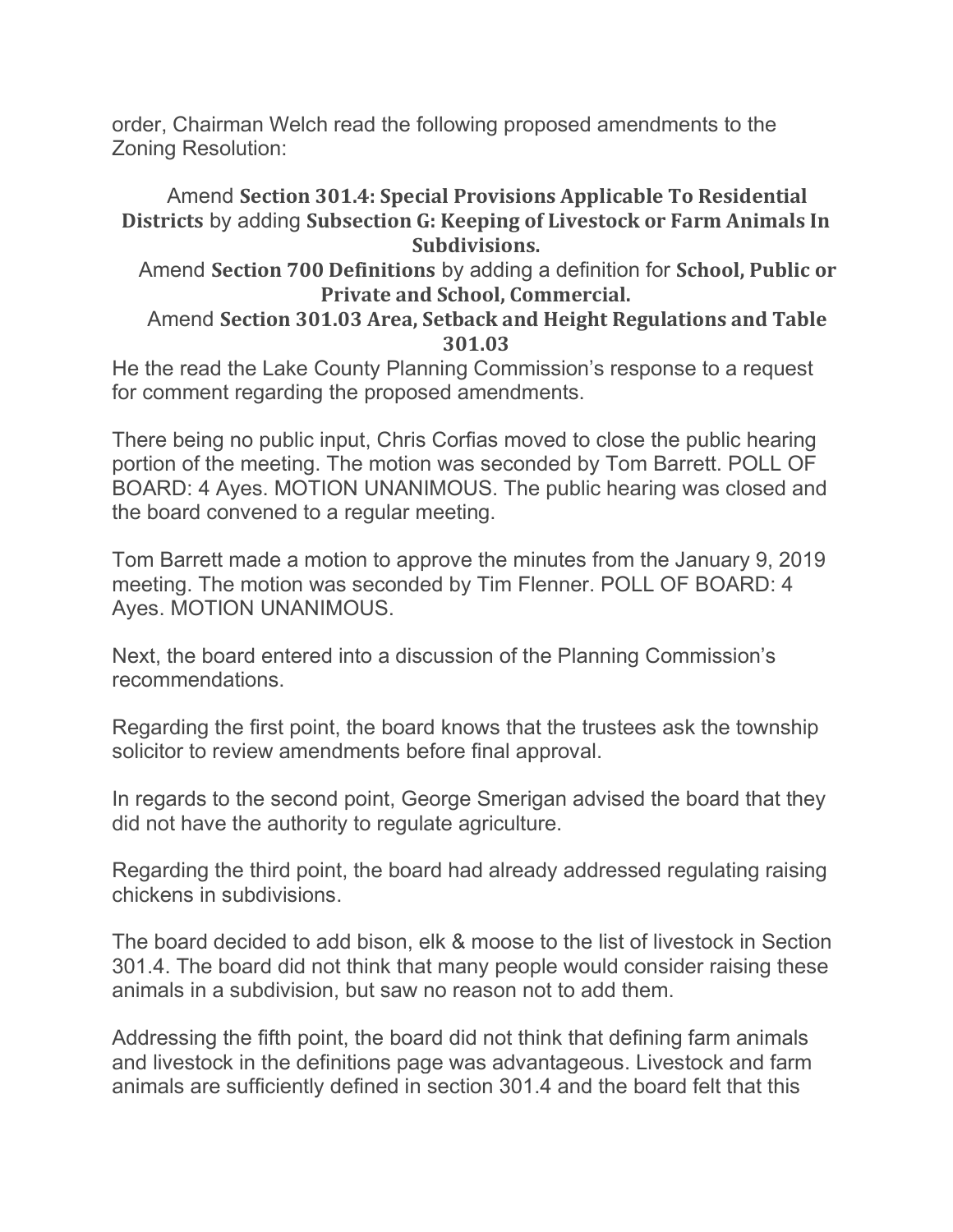order, Chairman Welch read the following proposed amendments to the Zoning Resolution:

Amend **Section 301.4: Special Provisions Applicable To Residential Districts** by adding **Subsection G: Keeping of Livestock or Farm Animals In Subdivisions.**

Amend **Section 700 Definitions** by adding a definition for **School, Public or Private and School, Commercial.**

Amend **Section 301.03 Area, Setback and Height Regulations and Table 301.03**

He the read the Lake County Planning Commission's response to a request for comment regarding the proposed amendments.

There being no public input, Chris Corfias moved to close the public hearing portion of the meeting. The motion was seconded by Tom Barrett. POLL OF BOARD: 4 Ayes. MOTION UNANIMOUS. The public hearing was closed and the board convened to a regular meeting.

Tom Barrett made a motion to approve the minutes from the January 9, 2019 meeting. The motion was seconded by Tim Flenner. POLL OF BOARD: 4 Ayes. MOTION UNANIMOUS.

Next, the board entered into a discussion of the Planning Commission's recommendations.

Regarding the first point, the board knows that the trustees ask the township solicitor to review amendments before final approval.

In regards to the second point, George Smerigan advised the board that they did not have the authority to regulate agriculture.

Regarding the third point, the board had already addressed regulating raising chickens in subdivisions.

The board decided to add bison, elk & moose to the list of livestock in Section 301.4. The board did not think that many people would consider raising these animals in a subdivision, but saw no reason not to add them.

Addressing the fifth point, the board did not think that defining farm animals and livestock in the definitions page was advantageous. Livestock and farm animals are sufficiently defined in section 301.4 and the board felt that this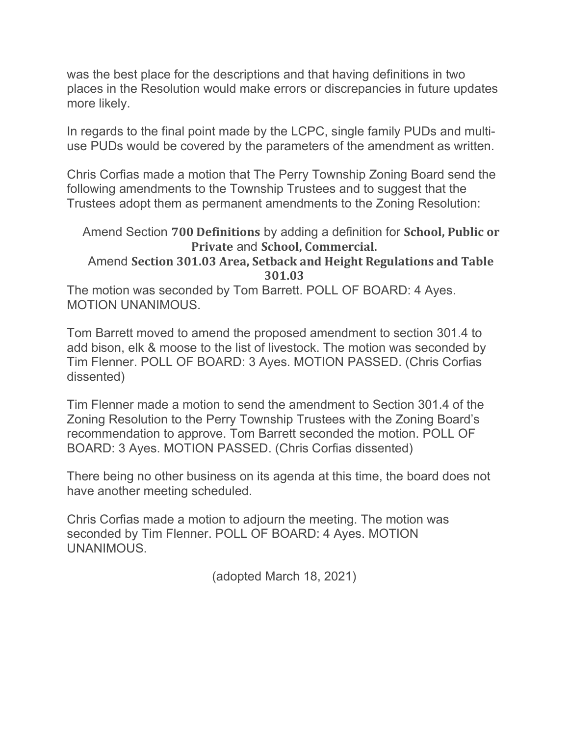was the best place for the descriptions and that having definitions in two places in the Resolution would make errors or discrepancies in future updates more likely.

In regards to the final point made by the LCPC, single family PUDs and multi-use PUDs would be covered by the parameters of the amendment as written.

Chris Corfias made a motion that The Perry Township Zoning Board send the following amendments to the Township Trustees and to suggest that the Trustees adopt them as permanent amendments to the Zoning Resolution:

Amend Section **700 Definitions** by adding a definition for **School, Public or Private** and **School, Commercial.**

Amend **Section 301.03 Area, Setback and Height Regulations and Table 301.03**

The motion was seconded by Tom Barrett. POLL OF BOARD: 4 Ayes. MOTION UNANIMOUS.

Tom Barrett moved to amend the proposed amendment to section 301.4 to add bison, elk & moose to the list of livestock. The motion was seconded by Tim Flenner. POLL OF BOARD: 3 Ayes. MOTION PASSED. (Chris Corfias dissented)

Tim Flenner made a motion to send the amendment to Section 301.4 of the Zoning Resolution to the Perry Township Trustees with the Zoning Board's recommendation to approve. Tom Barrett seconded the motion. POLL OF BOARD: 3 Ayes. MOTION PASSED. (Chris Corfias dissented)

There being no other business on its agenda at this time, the board does not have another meeting scheduled.

Chris Corfias made a motion to adjourn the meeting. The motion was seconded by Tim Flenner. POLL OF BOARD: 4 Ayes. MOTION UNANIMOUS.

(adopted March 18, 2021)